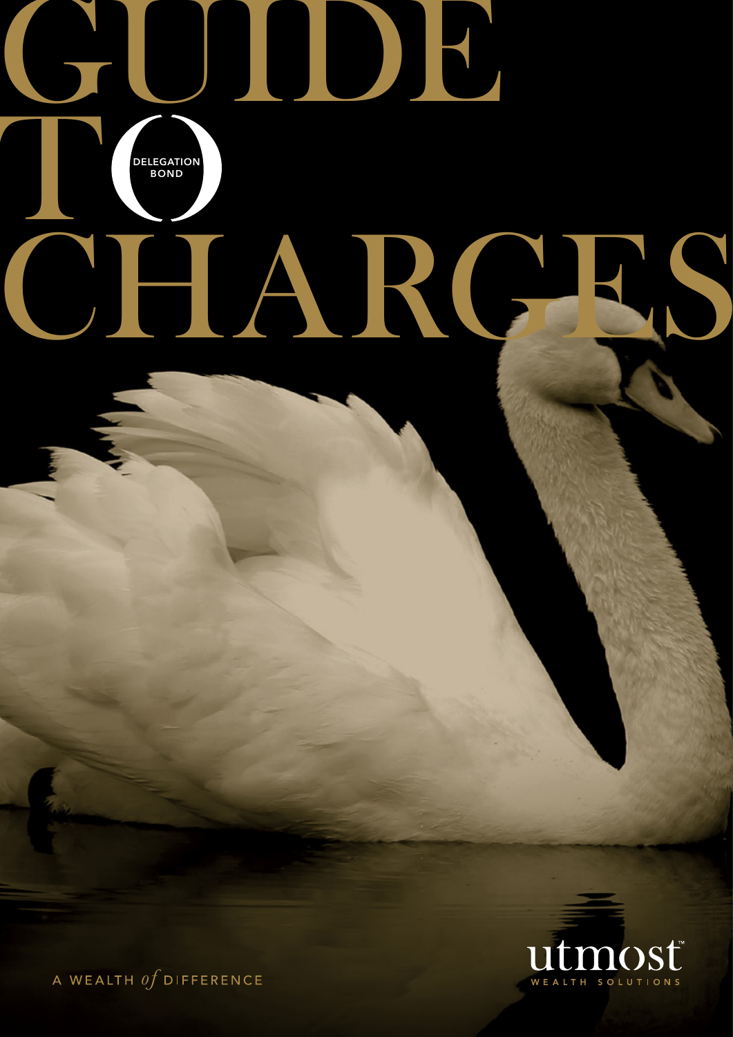# GUIDE TO CHARGES

DELEGATION BOND

A WEALTH *of* DIFFERENCE

utmost™
WEALTH SOLUTIONS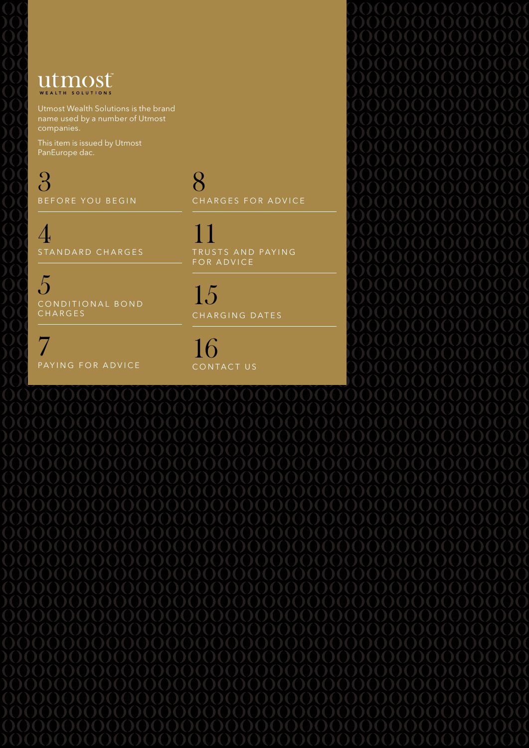utmost
WEALTH SOLUTIONS

Utmost Wealth Solutions is the brand name used by a number of Utmost companies.

This item is issued by Utmost PanEurope dac.

3 BEFORE YOU BEGIN

4 STANDARD CHARGES

5 CONDITIONAL BOND CHARGES

7 PAYING FOR ADVICE

8 CHARGES FOR ADVICE

11 TRUSTS AND PAYING FOR ADVICE

15 CHARGING DATES

16 CONTACT US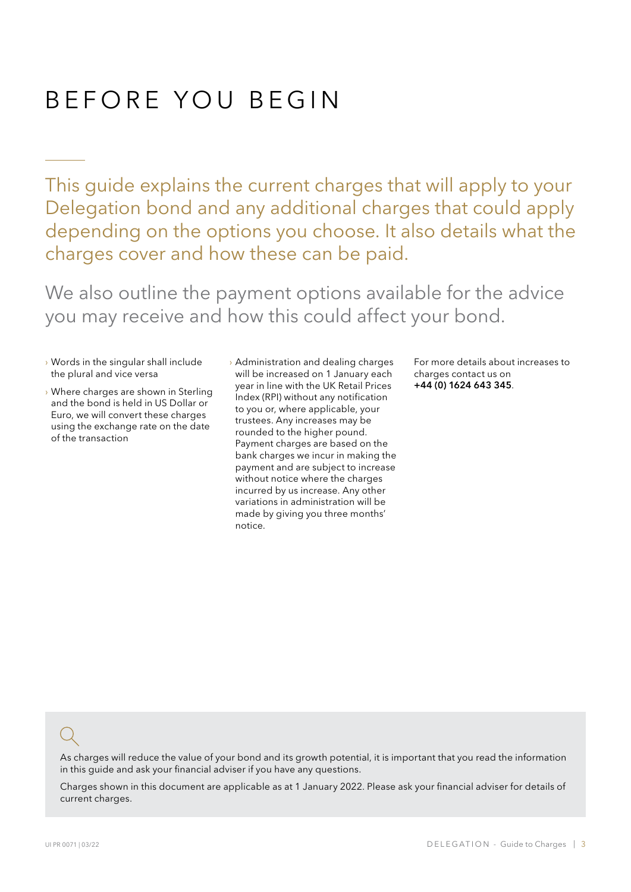# BEFORE YOU BEGIN

This guide explains the current charges that will apply to your Delegation bond and any additional charges that could apply depending on the options you choose. It also details what the charges cover and how these can be paid.

We also outline the payment options available for the advice you may receive and how this could affect your bond.

- Words in the singular shall include the plural and vice versa
- Where charges are shown in Sterling and the bond is held in US Dollar or Euro, we will convert these charges using the exchange rate on the date of the transaction
- Administration and dealing charges will be increased on 1 January each year in line with the UK Retail Prices Index (RPI) without any notification to you or, where applicable, your trustees. Any increases may be rounded to the higher pound. Payment charges are based on the bank charges we incur in making the payment and are subject to increase without notice where the charges incurred by us increase. Any other variations in administration will be made by giving you three months' notice.

For more details about increases to charges contact us on **+44 (0) 1624 643 345**.

As charges will reduce the value of your bond and its growth potential, it is important that you read the information in this guide and ask your financial adviser if you have any questions.

Charges shown in this document are applicable as at 1 January 2022. Please ask your financial adviser for details of current charges.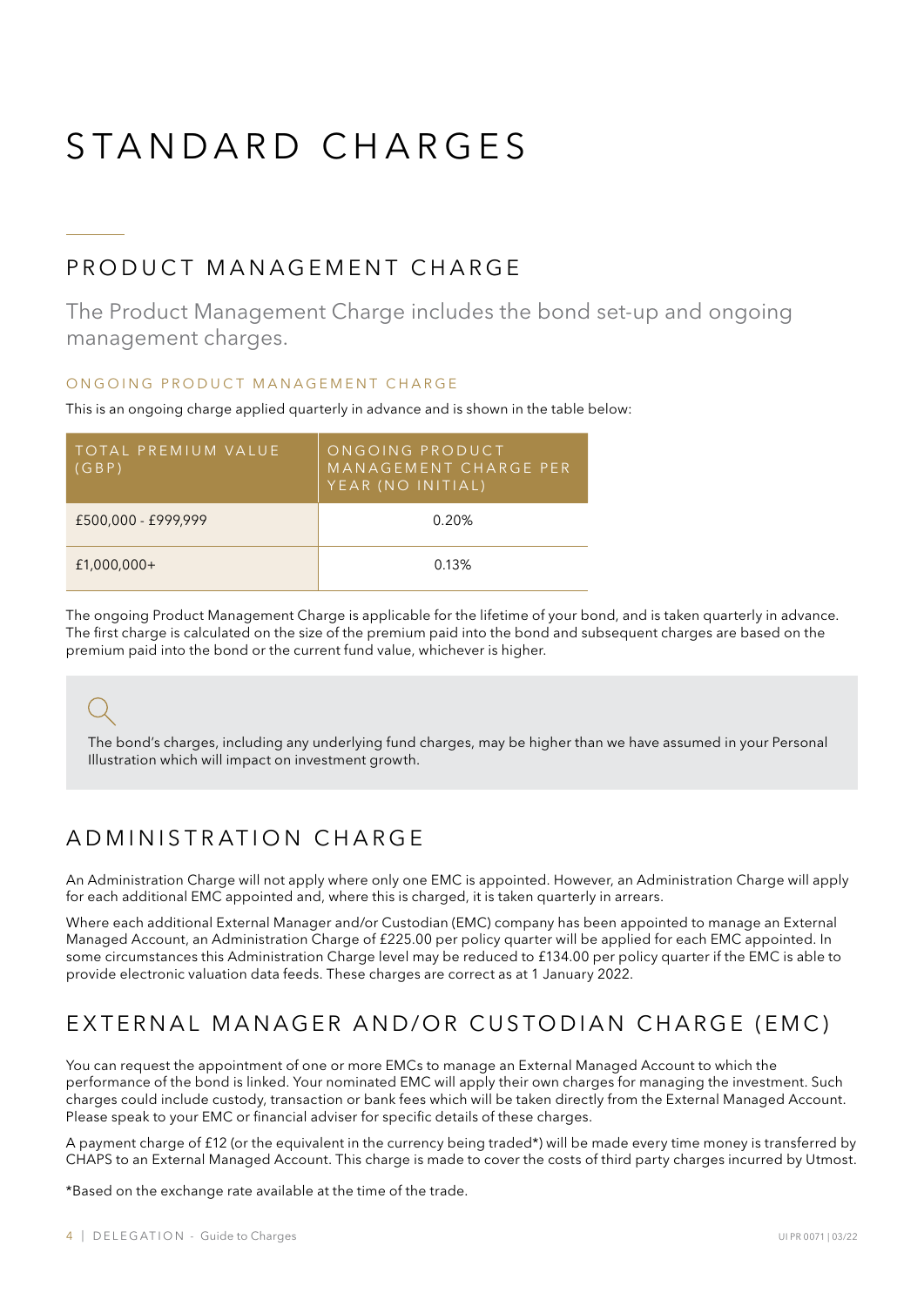# STANDARD CHARGES

## PRODUCT MANAGEMENT CHARGE

The Product Management Charge includes the bond set-up and ongoing management charges.

### ONGOING PRODUCT MANAGEMENT CHARGE

This is an ongoing charge applied quarterly in advance and is shown in the table below:

| TOTAL PREMIUM VALUE (GBP) | ONGOING PRODUCT MANAGEMENT CHARGE PER YEAR (NO INITIAL) |
| --- | --- |
| £500,000 - £999,999 | 0.20% |
| £1,000,000+ | 0.13% |

The ongoing Product Management Charge is applicable for the lifetime of your bond, and is taken quarterly in advance. The first charge is calculated on the size of the premium paid into the bond and subsequent charges are based on the premium paid into the bond or the current fund value, whichever is higher.

The bond's charges, including any underlying fund charges, may be higher than we have assumed in your Personal Illustration which will impact on investment growth.

## ADMINISTRATION CHARGE

An Administration Charge will not apply where only one EMC is appointed. However, an Administration Charge will apply for each additional EMC appointed and, where this is charged, it is taken quarterly in arrears.

Where each additional External Manager and/or Custodian (EMC) company has been appointed to manage an External Managed Account, an Administration Charge of £225.00 per policy quarter will be applied for each EMC appointed. In some circumstances this Administration Charge level may be reduced to £134.00 per policy quarter if the EMC is able to provide electronic valuation data feeds. These charges are correct as at 1 January 2022.

## EXTERNAL MANAGER AND/OR CUSTODIAN CHARGE (EMC)

You can request the appointment of one or more EMCs to manage an External Managed Account to which the performance of the bond is linked. Your nominated EMC will apply their own charges for managing the investment. Such charges could include custody, transaction or bank fees which will be taken directly from the External Managed Account. Please speak to your EMC or financial adviser for specific details of these charges.

A payment charge of £12 (or the equivalent in the currency being traded*) will be made every time money is transferred by CHAPS to an External Managed Account. This charge is made to cover the costs of third party charges incurred by Utmost.

*Based on the exchange rate available at the time of the trade.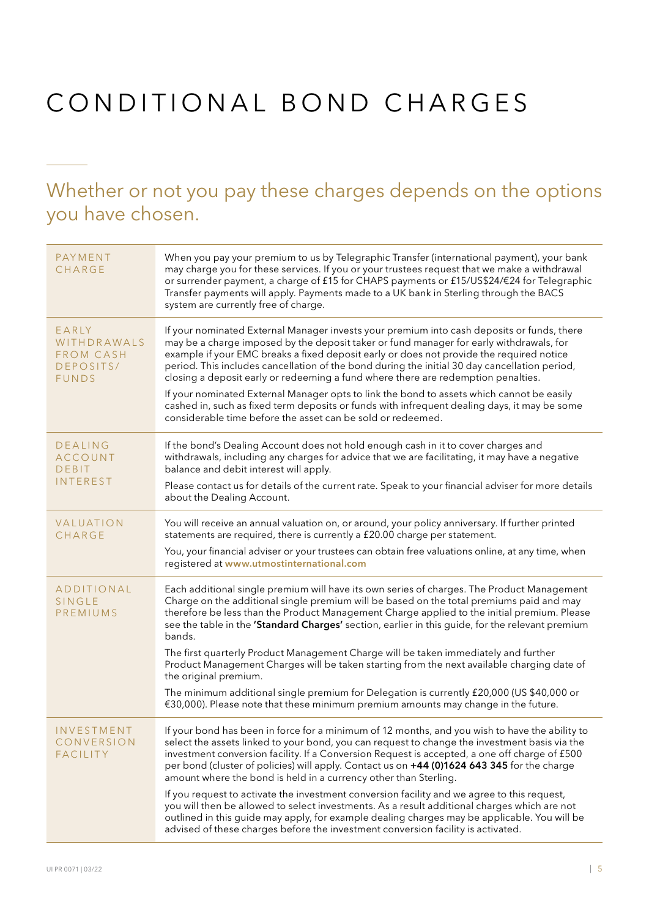# CONDITIONAL BOND CHARGES

## Whether or not you pay these charges depends on the options you have chosen.

| | |
|---|---|
| PAYMENT CHARGE | When you pay your premium to us by Telegraphic Transfer (international payment), your bank may charge you for these services. If you or your trustees request that we make a withdrawal or surrender payment, a charge of £15 for CHAPS payments or £15/US$24/€24 for Telegraphic Transfer payments will apply. Payments made to a UK bank in Sterling through the BACS system are currently free of charge. |
| EARLY WITHDRAWALS FROM CASH DEPOSITS/ FUNDS | If your nominated External Manager invests your premium into cash deposits or funds, there may be a charge imposed by the deposit taker or fund manager for early withdrawals, for example if your EMC breaks a fixed deposit early or does not provide the required notice period. This includes cancellation of the bond during the initial 30 day cancellation period, closing a deposit early or redeeming a fund where there are redemption penalties.<br><br>If your nominated External Manager opts to link the bond to assets which cannot be easily cashed in, such as fixed term deposits or funds with infrequent dealing days, it may be some considerable time before the asset can be sold or redeemed. |
| DEALING ACCOUNT DEBIT INTEREST | If the bond's Dealing Account does not hold enough cash in it to cover charges and withdrawals, including any charges for advice that we are facilitating, it may have a negative balance and debit interest will apply.<br><br>Please contact us for details of the current rate. Speak to your financial adviser for more details about the Dealing Account. |
| VALUATION CHARGE | You will receive an annual valuation on, or around, your policy anniversary. If further printed statements are required, there is currently a £20.00 charge per statement.<br><br>You, your financial adviser or your trustees can obtain free valuations online, at any time, when registered at **www.utmostinternational.com** |
| ADDITIONAL SINGLE PREMIUMS | Each additional single premium will have its own series of charges. The Product Management Charge on the additional single premium will be based on the total premiums paid and may therefore be less than the Product Management Charge applied to the initial premium. Please see the table in the **'Standard Charges'** section, earlier in this guide, for the relevant premium bands.<br><br>The first quarterly Product Management Charge will be taken immediately and further Product Management Charges will be taken starting from the next available charging date of the original premium.<br><br>The minimum additional single premium for Delegation is currently £20,000 (US $40,000 or €30,000). Please note that these minimum premium amounts may change in the future. |
| INVESTMENT CONVERSION FACILITY | If your bond has been in force for a minimum of 12 months, and you wish to have the ability to select the assets linked to your bond, you can request to change the investment basis via the investment conversion facility. If a Conversion Request is accepted, a one off charge of £500 per bond (cluster of policies) will apply. Contact us on **+44 (0)1624 643 345** for the charge amount where the bond is held in a currency other than Sterling.<br><br>If you request to activate the investment conversion facility and we agree to this request, you will then be allowed to select investments. As a result additional charges which are not outlined in this guide may apply, for example dealing charges may be applicable. You will be advised of these charges before the investment conversion facility is activated. |

UI PR 0071 | 03/22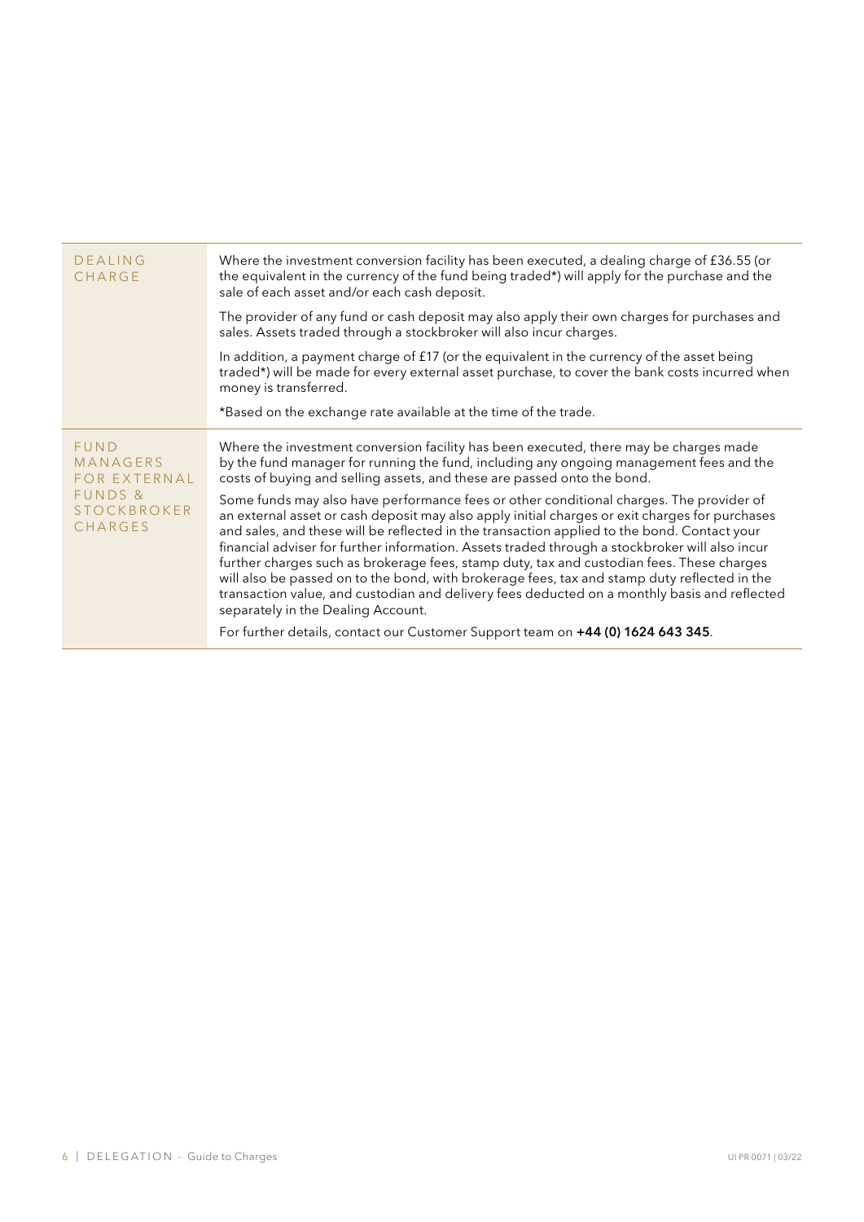| | |
|---|---|
| DEALING CHARGE | Where the investment conversion facility has been executed, a dealing charge of £36.55 (or the equivalent in the currency of the fund being traded*) will apply for the purchase and the sale of each asset and/or each cash deposit.<br><br>The provider of any fund or cash deposit may also apply their own charges for purchases and sales. Assets traded through a stockbroker will also incur charges.<br><br>In addition, a payment charge of £17 (or the equivalent in the currency of the asset being traded*) will be made for every external asset purchase, to cover the bank costs incurred when money is transferred.<br><br>*Based on the exchange rate available at the time of the trade. |
| FUND MANAGERS FOR EXTERNAL FUNDS & STOCKBROKER CHARGES | Where the investment conversion facility has been executed, there may be charges made by the fund manager for running the fund, including any ongoing management fees and the costs of buying and selling assets, and these are passed onto the bond.<br><br>Some funds may also have performance fees or other conditional charges. The provider of an external asset or cash deposit may also apply initial charges or exit charges for purchases and sales, and these will be reflected in the transaction applied to the bond. Contact your financial adviser for further information. Assets traded through a stockbroker will also incur further charges such as brokerage fees, stamp duty, tax and custodian fees. These charges will also be passed on to the bond, with brokerage fees, tax and stamp duty reflected in the transaction value, and custodian and delivery fees deducted on a monthly basis and reflected separately in the Dealing Account.<br><br>For further details, contact our Customer Support team on **+44 (0) 1624 643 345**. |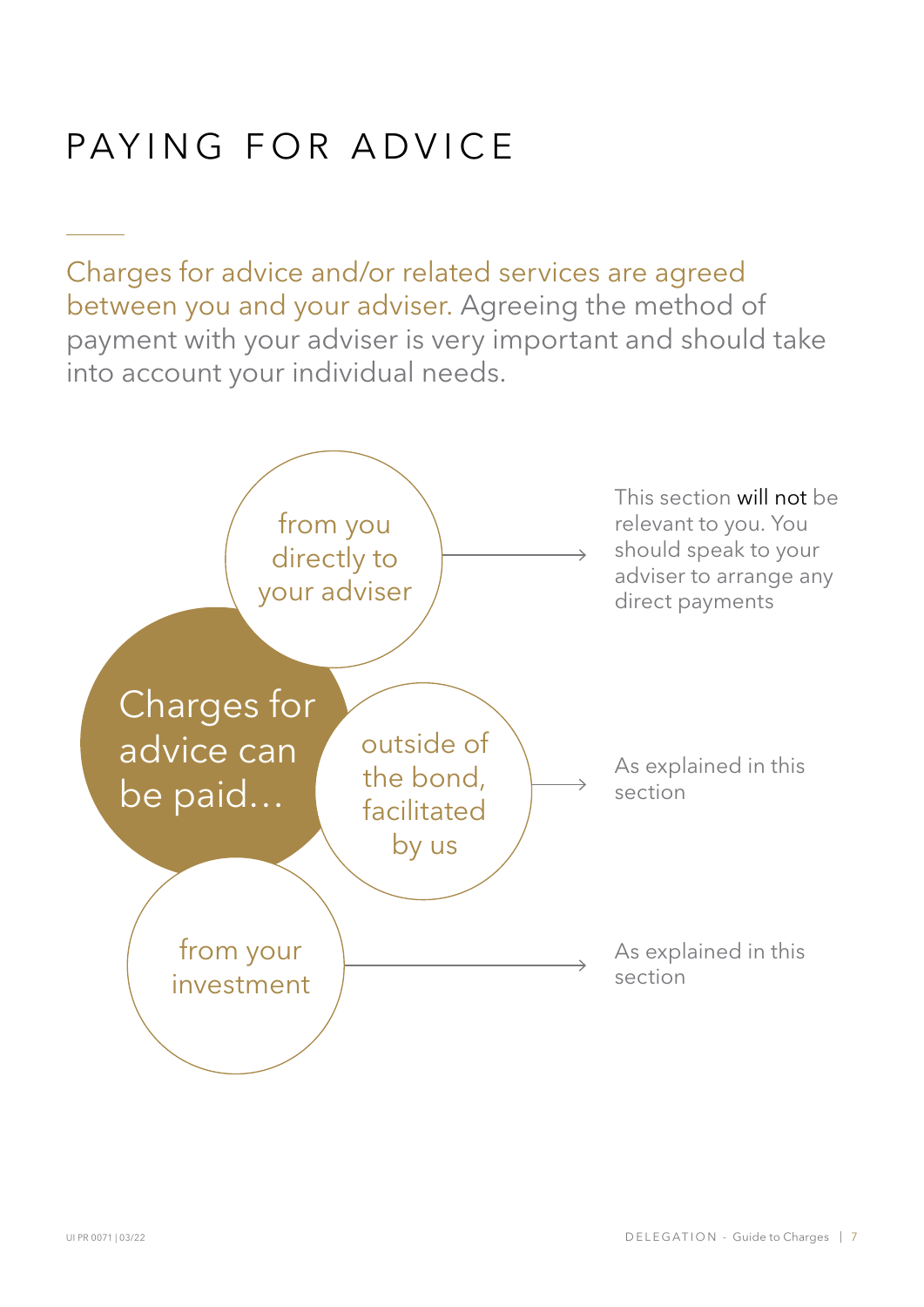# PAYING FOR ADVICE

Charges for advice and/or related services are agreed between you and your adviser. Agreeing the method of payment with your adviser is very important and should take into account your individual needs.

Charges for advice can be paid…

- **from you directly to your adviser** → This section **will not** be relevant to you. You should speak to your adviser to arrange any direct payments
- **outside of the bond, facilitated by us** → As explained in this section
- **from your investment** → As explained in this section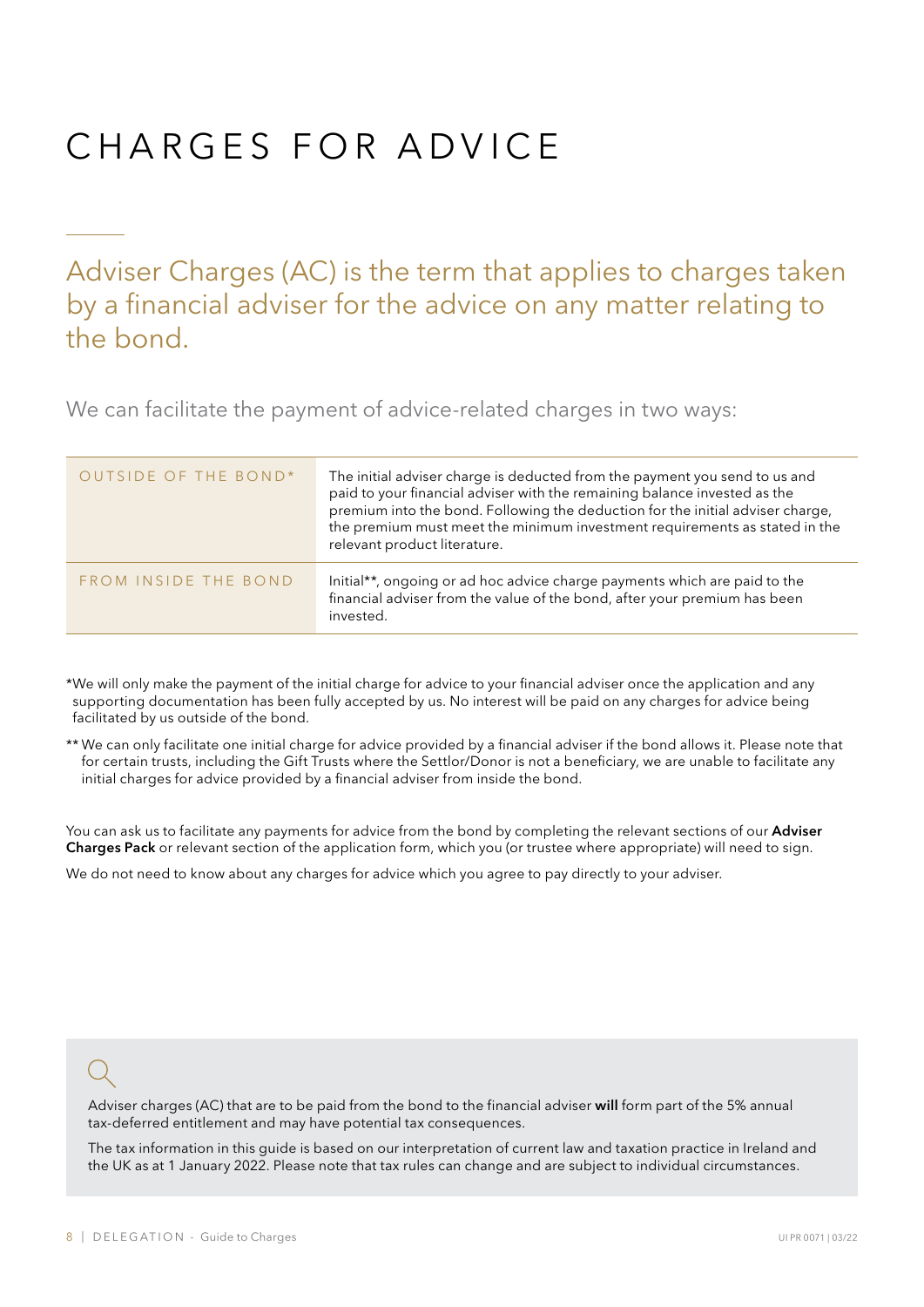# CHARGES FOR ADVICE

## Adviser Charges (AC) is the term that applies to charges taken by a financial adviser for the advice on any matter relating to the bond.

We can facilitate the payment of advice-related charges in two ways:

| | |
|---|---|
| OUTSIDE OF THE BOND* | The initial adviser charge is deducted from the payment you send to us and paid to your financial adviser with the remaining balance invested as the premium into the bond. Following the deduction for the initial adviser charge, the premium must meet the minimum investment requirements as stated in the relevant product literature. |
| FROM INSIDE THE BOND | Initial**, ongoing or ad hoc advice charge payments which are paid to the financial adviser from the value of the bond, after your premium has been invested. |

*We will only make the payment of the initial charge for advice to your financial adviser once the application and any supporting documentation has been fully accepted by us. No interest will be paid on any charges for advice being facilitated by us outside of the bond.

** We can only facilitate one initial charge for advice provided by a financial adviser if the bond allows it. Please note that for certain trusts, including the Gift Trusts where the Settlor/Donor is not a beneficiary, we are unable to facilitate any initial charges for advice provided by a financial adviser from inside the bond.

You can ask us to facilitate any payments for advice from the bond by completing the relevant sections of our **Adviser Charges Pack** or relevant section of the application form, which you (or trustee where appropriate) will need to sign.

We do not need to know about any charges for advice which you agree to pay directly to your adviser.

Adviser charges (AC) that are to be paid from the bond to the financial adviser **will** form part of the 5% annual tax-deferred entitlement and may have potential tax consequences.

The tax information in this guide is based on our interpretation of current law and taxation practice in Ireland and the UK as at 1 January 2022. Please note that tax rules can change and are subject to individual circumstances.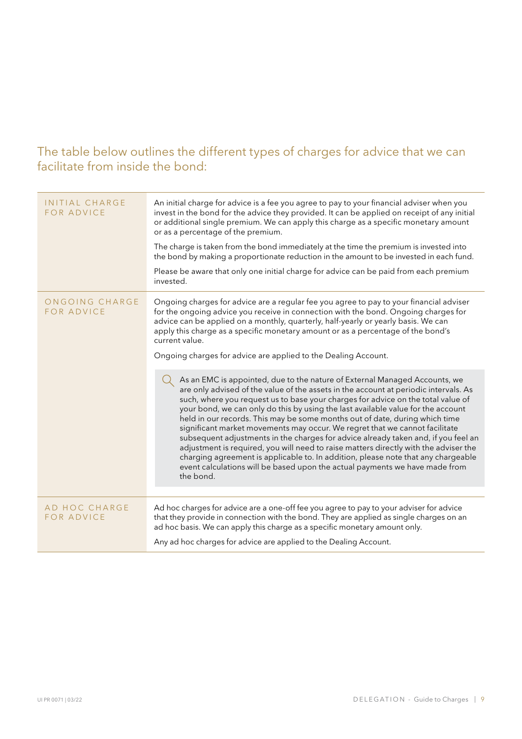## The table below outlines the different types of charges for advice that we can facilitate from inside the bond:

| | |
|---|---|
| INITIAL CHARGE FOR ADVICE | An initial charge for advice is a fee you agree to pay to your financial adviser when you invest in the bond for the advice they provided. It can be applied on receipt of any initial or additional single premium. We can apply this charge as a specific monetary amount or as a percentage of the premium.<br><br>The charge is taken from the bond immediately at the time the premium is invested into the bond by making a proportionate reduction in the amount to be invested in each fund.<br><br>Please be aware that only one initial charge for advice can be paid from each premium invested. |
| ONGOING CHARGE FOR ADVICE | Ongoing charges for advice are a regular fee you agree to pay to your financial adviser for the ongoing advice you receive in connection with the bond. Ongoing charges for advice can be applied on a monthly, quarterly, half-yearly or yearly basis. We can apply this charge as a specific monetary amount or as a percentage of the bond's current value.<br><br>Ongoing charges for advice are applied to the Dealing Account.<br><br>As an EMC is appointed, due to the nature of External Managed Accounts, we are only advised of the value of the assets in the account at periodic intervals. As such, where you request us to base your charges for advice on the total value of your bond, we can only do this by using the last available value for the account held in our records. This may be some months out of date, during which time significant market movements may occur. We regret that we cannot facilitate subsequent adjustments in the charges for advice already taken and, if you feel an adjustment is required, you will need to raise matters directly with the adviser the charging agreement is applicable to. In addition, please note that any chargeable event calculations will be based upon the actual payments we have made from the bond. |
| AD HOC CHARGE FOR ADVICE | Ad hoc charges for advice are a one-off fee you agree to pay to your adviser for advice that they provide in connection with the bond. They are applied as single charges on an ad hoc basis. We can apply this charge as a specific monetary amount only.<br><br>Any ad hoc charges for advice are applied to the Dealing Account. |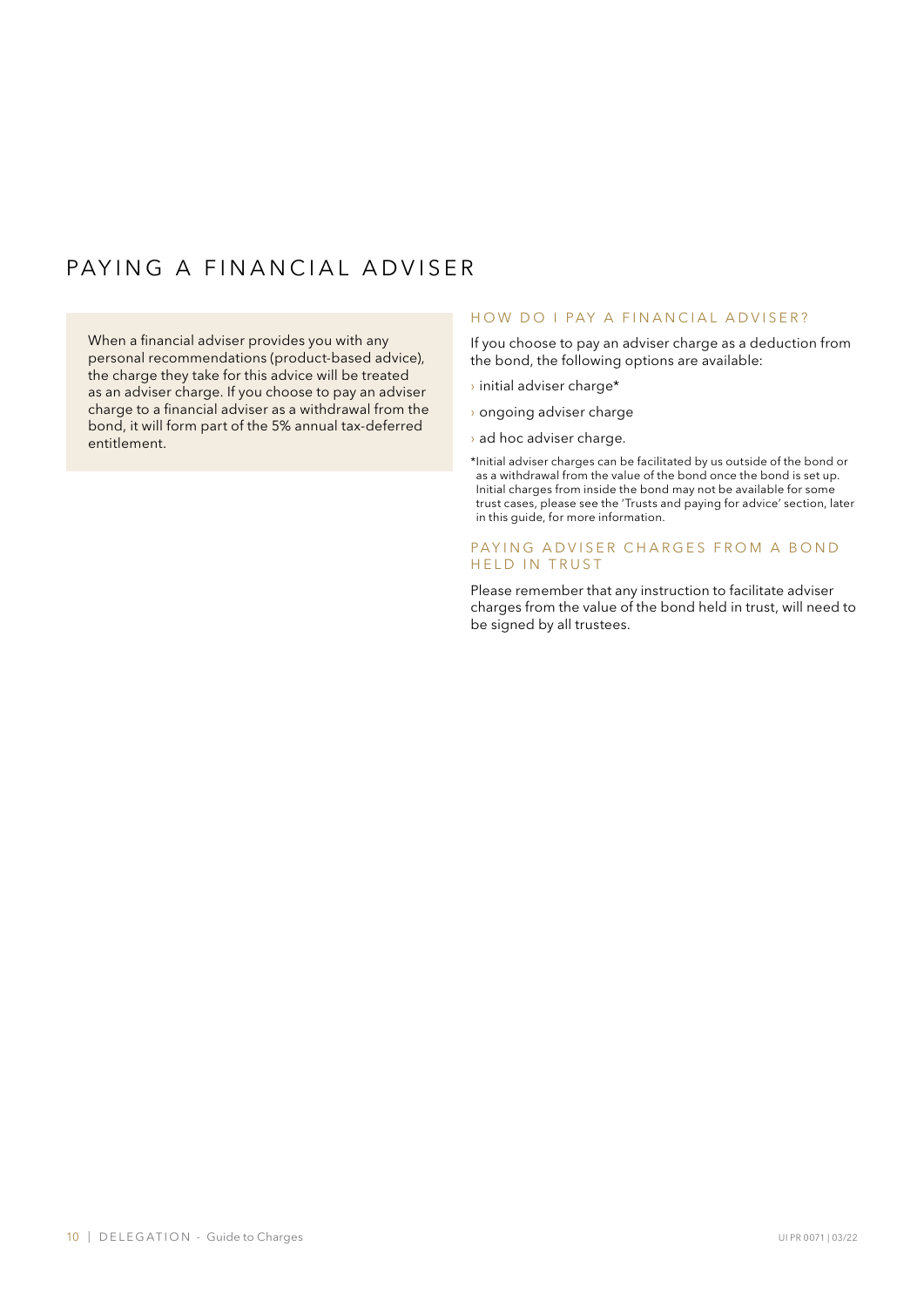# PAYING A FINANCIAL ADVISER

When a financial adviser provides you with any personal recommendations (product-based advice), the charge they take for this advice will be treated as an adviser charge. If you choose to pay an adviser charge to a financial adviser as a withdrawal from the bond, it will form part of the 5% annual tax-deferred entitlement.

## HOW DO I PAY A FINANCIAL ADVISER?

If you choose to pay an adviser charge as a deduction from the bond, the following options are available:

- initial adviser charge*
- ongoing adviser charge
- ad hoc adviser charge.

*Initial adviser charges can be facilitated by us outside of the bond or as a withdrawal from the value of the bond once the bond is set up. Initial charges from inside the bond may not be available for some trust cases, please see the 'Trusts and paying for advice' section, later in this guide, for more information.

## PAYING ADVISER CHARGES FROM A BOND HELD IN TRUST

Please remember that any instruction to facilitate adviser charges from the value of the bond held in trust, will need to be signed by all trustees.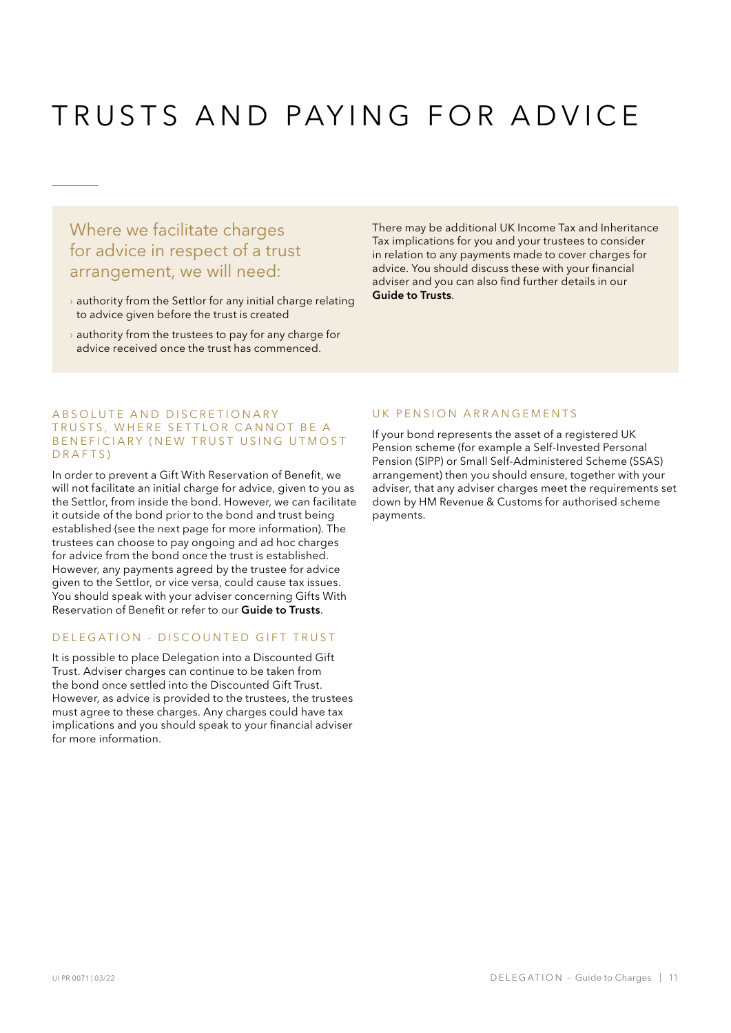# TRUSTS AND PAYING FOR ADVICE

## Where we facilitate charges for advice in respect of a trust arrangement, we will need:

- authority from the Settlor for any initial charge relating to advice given before the trust is created
- authority from the trustees to pay for any charge for advice received once the trust has commenced.

There may be additional UK Income Tax and Inheritance Tax implications for you and your trustees to consider in relation to any payments made to cover charges for advice. You should discuss these with your financial adviser and you can also find further details in our **Guide to Trusts**.

### ABSOLUTE AND DISCRETIONARY TRUSTS, WHERE SETTLOR CANNOT BE A BENEFICIARY (NEW TRUST USING UTMOST DRAFTS)

In order to prevent a Gift With Reservation of Benefit, we will not facilitate an initial charge for advice, given to you as the Settlor, from inside the bond. However, we can facilitate it outside of the bond prior to the bond and trust being established (see the next page for more information). The trustees can choose to pay ongoing and ad hoc charges for advice from the bond once the trust is established. However, any payments agreed by the trustee for advice given to the Settlor, or vice versa, could cause tax issues. You should speak with your adviser concerning Gifts With Reservation of Benefit or refer to our **Guide to Trusts**.

### DELEGATION - DISCOUNTED GIFT TRUST

It is possible to place Delegation into a Discounted Gift Trust. Adviser charges can continue to be taken from the bond once settled into the Discounted Gift Trust. However, as advice is provided to the trustees, the trustees must agree to these charges. Any charges could have tax implications and you should speak to your financial adviser for more information.

### UK PENSION ARRANGEMENTS

If your bond represents the asset of a registered UK Pension scheme (for example a Self-Invested Personal Pension (SIPP) or Small Self-Administered Scheme (SSAS) arrangement) then you should ensure, together with your adviser, that any adviser charges meet the requirements set down by HM Revenue & Customs for authorised scheme payments.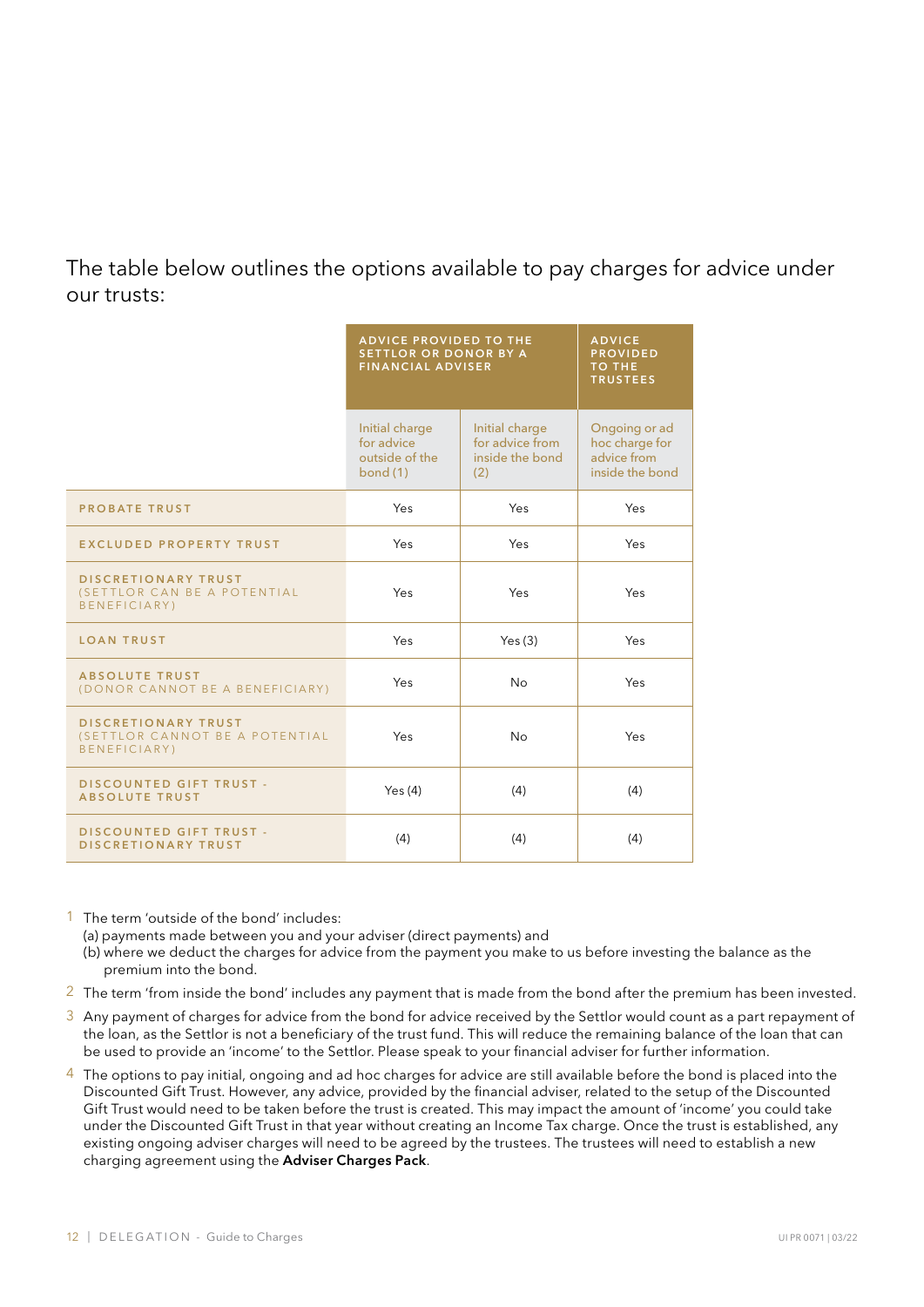The table below outlines the options available to pay charges for advice under our trusts:

| | ADVICE PROVIDED TO THE SETTLOR OR DONOR BY A FINANCIAL ADVISER | | ADVICE PROVIDED TO THE TRUSTEES |
|---|---|---|---|
| | Initial charge for advice outside of the bond (1) | Initial charge for advice from inside the bond (2) | Ongoing or ad hoc charge for advice from inside the bond |
| PROBATE TRUST | Yes | Yes | Yes |
| EXCLUDED PROPERTY TRUST | Yes | Yes | Yes |
| DISCRETIONARY TRUST (SETTLOR CAN BE A POTENTIAL BENEFICIARY) | Yes | Yes | Yes |
| LOAN TRUST | Yes | Yes (3) | Yes |
| ABSOLUTE TRUST (DONOR CANNOT BE A BENEFICIARY) | Yes | No | Yes |
| DISCRETIONARY TRUST (SETTLOR CANNOT BE A POTENTIAL BENEFICIARY) | Yes | No | Yes |
| DISCOUNTED GIFT TRUST - ABSOLUTE TRUST | Yes (4) | (4) | (4) |
| DISCOUNTED GIFT TRUST - DISCRETIONARY TRUST | (4) | (4) | (4) |

1 The term 'outside of the bond' includes:
 (a) payments made between you and your adviser (direct payments) and
 (b) where we deduct the charges for advice from the payment you make to us before investing the balance as the premium into the bond.

2 The term 'from inside the bond' includes any payment that is made from the bond after the premium has been invested.

3 Any payment of charges for advice from the bond for advice received by the Settlor would count as a part repayment of the loan, as the Settlor is not a beneficiary of the trust fund. This will reduce the remaining balance of the loan that can be used to provide an 'income' to the Settlor. Please speak to your financial adviser for further information.

4 The options to pay initial, ongoing and ad hoc charges for advice are still available before the bond is placed into the Discounted Gift Trust. However, any advice, provided by the financial adviser, related to the setup of the Discounted Gift Trust would need to be taken before the trust is created. This may impact the amount of 'income' you could take under the Discounted Gift Trust in that year without creating an Income Tax charge. Once the trust is established, any existing ongoing adviser charges will need to be agreed by the trustees. The trustees will need to establish a new charging agreement using the **Adviser Charges Pack**.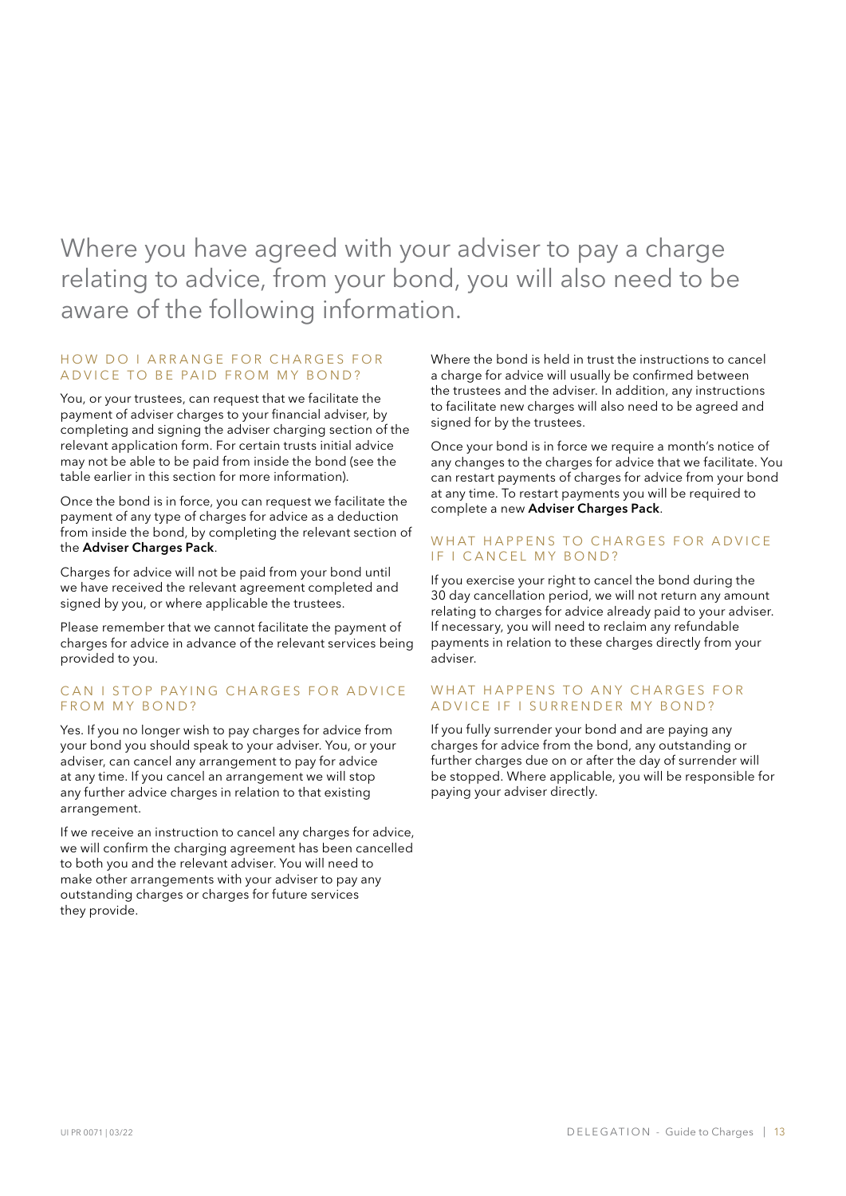Where you have agreed with your adviser to pay a charge relating to advice, from your bond, you will also need to be aware of the following information.

### HOW DO I ARRANGE FOR CHARGES FOR ADVICE TO BE PAID FROM MY BOND?

You, or your trustees, can request that we facilitate the payment of adviser charges to your financial adviser, by completing and signing the adviser charging section of the relevant application form. For certain trusts initial advice may not be able to be paid from inside the bond (see the table earlier in this section for more information).

Once the bond is in force, you can request we facilitate the payment of any type of charges for advice as a deduction from inside the bond, by completing the relevant section of the **Adviser Charges Pack**.

Charges for advice will not be paid from your bond until we have received the relevant agreement completed and signed by you, or where applicable the trustees.

Please remember that we cannot facilitate the payment of charges for advice in advance of the relevant services being provided to you.

### CAN I STOP PAYING CHARGES FOR ADVICE FROM MY BOND?

Yes. If you no longer wish to pay charges for advice from your bond you should speak to your adviser. You, or your adviser, can cancel any arrangement to pay for advice at any time. If you cancel an arrangement we will stop any further advice charges in relation to that existing arrangement.

If we receive an instruction to cancel any charges for advice, we will confirm the charging agreement has been cancelled to both you and the relevant adviser. You will need to make other arrangements with your adviser to pay any outstanding charges or charges for future services they provide.

Where the bond is held in trust the instructions to cancel a charge for advice will usually be confirmed between the trustees and the adviser. In addition, any instructions to facilitate new charges will also need to be agreed and signed for by the trustees.

Once your bond is in force we require a month's notice of any changes to the charges for advice that we facilitate. You can restart payments of charges for advice from your bond at any time. To restart payments you will be required to complete a new **Adviser Charges Pack**.

### WHAT HAPPENS TO CHARGES FOR ADVICE IF I CANCEL MY BOND?

If you exercise your right to cancel the bond during the 30 day cancellation period, we will not return any amount relating to charges for advice already paid to your adviser. If necessary, you will need to reclaim any refundable payments in relation to these charges directly from your adviser.

### WHAT HAPPENS TO ANY CHARGES FOR ADVICE IF I SURRENDER MY BOND?

If you fully surrender your bond and are paying any charges for advice from the bond, any outstanding or further charges due on or after the day of surrender will be stopped. Where applicable, you will be responsible for paying your adviser directly.

UI PR 0071 | 03/22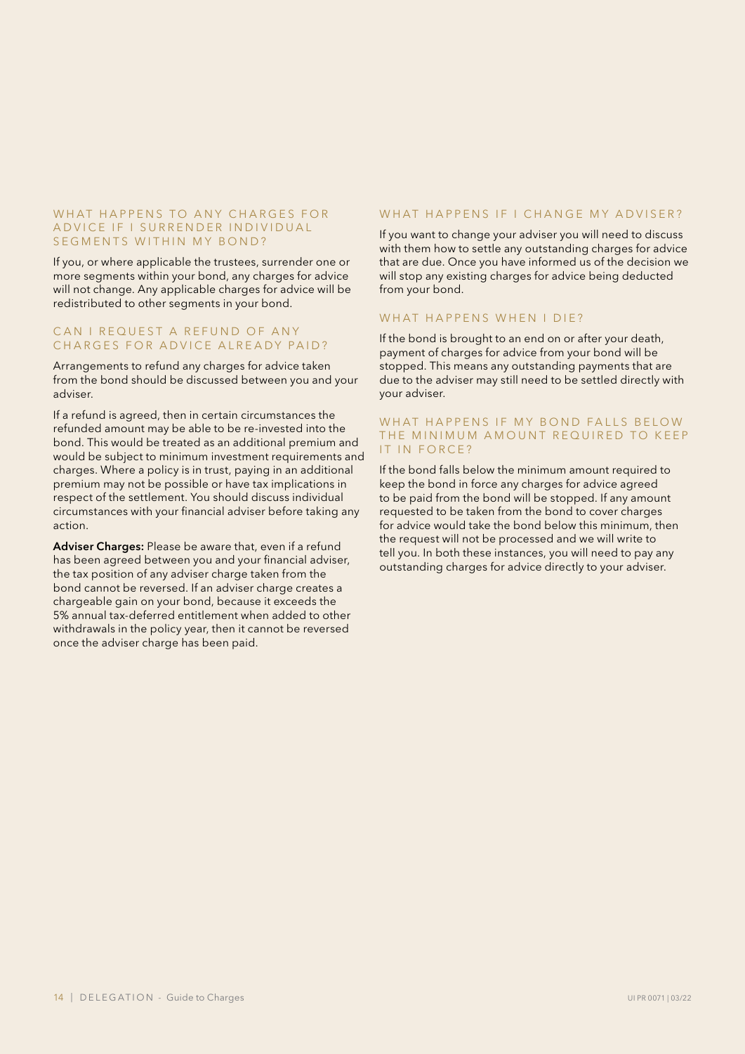### WHAT HAPPENS TO ANY CHARGES FOR ADVICE IF I SURRENDER INDIVIDUAL SEGMENTS WITHIN MY BOND?

If you, or where applicable the trustees, surrender one or more segments within your bond, any charges for advice will not change. Any applicable charges for advice will be redistributed to other segments in your bond.

### CAN I REQUEST A REFUND OF ANY CHARGES FOR ADVICE ALREADY PAID?

Arrangements to refund any charges for advice taken from the bond should be discussed between you and your adviser.

If a refund is agreed, then in certain circumstances the refunded amount may be able to be re-invested into the bond. This would be treated as an additional premium and would be subject to minimum investment requirements and charges. Where a policy is in trust, paying in an additional premium may not be possible or have tax implications in respect of the settlement. You should discuss individual circumstances with your financial adviser before taking any action.

**Adviser Charges:** Please be aware that, even if a refund has been agreed between you and your financial adviser, the tax position of any adviser charge taken from the bond cannot be reversed. If an adviser charge creates a chargeable gain on your bond, because it exceeds the 5% annual tax-deferred entitlement when added to other withdrawals in the policy year, then it cannot be reversed once the adviser charge has been paid.

### WHAT HAPPENS IF I CHANGE MY ADVISER?

If you want to change your adviser you will need to discuss with them how to settle any outstanding charges for advice that are due. Once you have informed us of the decision we will stop any existing charges for advice being deducted from your bond.

### WHAT HAPPENS WHEN I DIE?

If the bond is brought to an end on or after your death, payment of charges for advice from your bond will be stopped. This means any outstanding payments that are due to the adviser may still need to be settled directly with your adviser.

### WHAT HAPPENS IF MY BOND FALLS BELOW THE MINIMUM AMOUNT REQUIRED TO KEEP IT IN FORCE?

If the bond falls below the minimum amount required to keep the bond in force any charges for advice agreed to be paid from the bond will be stopped. If any amount requested to be taken from the bond to cover charges for advice would take the bond below this minimum, then the request will not be processed and we will write to tell you. In both these instances, you will need to pay any outstanding charges for advice directly to your adviser.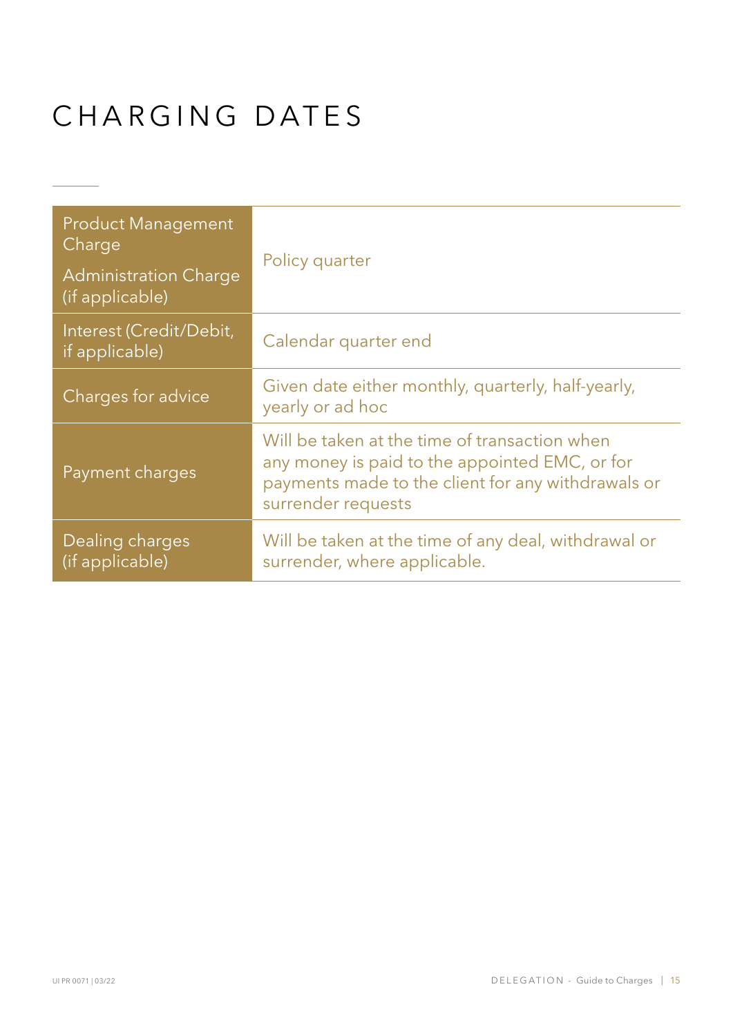# CHARGING DATES

| | |
|---|---|
| Product Management Charge<br><br>Administration Charge (if applicable) | Policy quarter |
| Interest (Credit/Debit, if applicable) | Calendar quarter end |
| Charges for advice | Given date either monthly, quarterly, half-yearly, yearly or ad hoc |
| Payment charges | Will be taken at the time of transaction when any money is paid to the appointed EMC, or for payments made to the client for any withdrawals or surrender requests |
| Dealing charges (if applicable) | Will be taken at the time of any deal, withdrawal or surrender, where applicable. |

UI PR 0071 | 03/22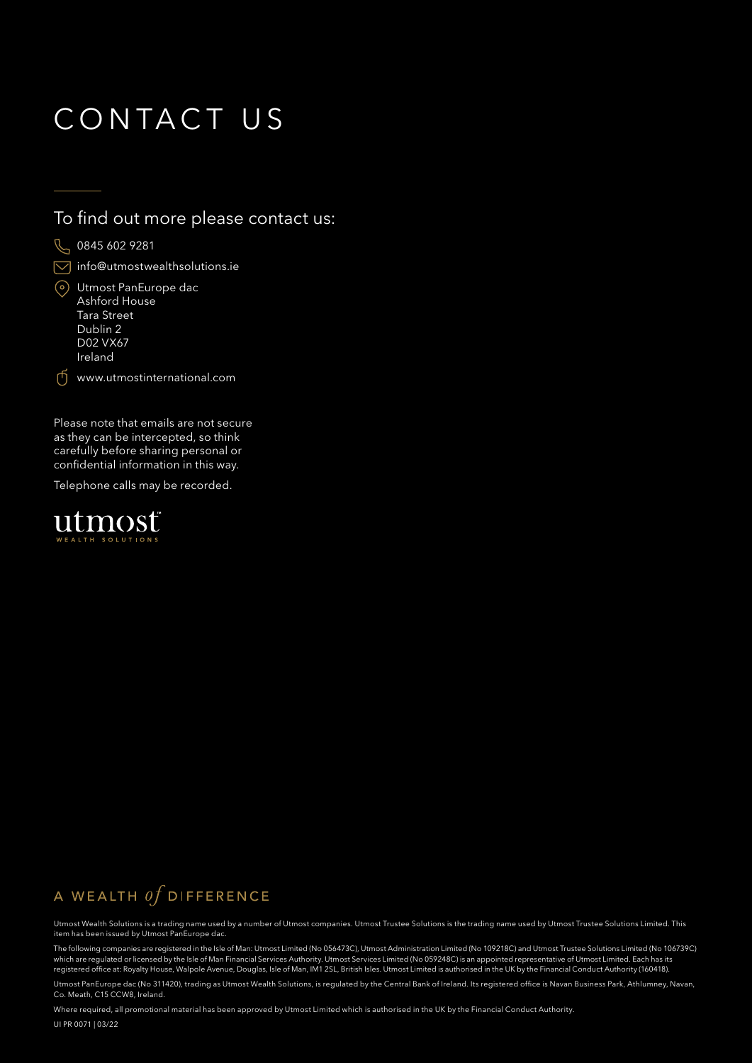# CONTACT US

## To find out more please contact us:

0845 602 9281

info@utmostwealthsolutions.ie

Utmost PanEurope dac
Ashford House
Tara Street
Dublin 2
D02 VX67
Ireland

www.utmostinternational.com

Please note that emails are not secure as they can be intercepted, so think carefully before sharing personal or confidential information in this way.

Telephone calls may be recorded.

utmost
WEALTH SOLUTIONS

A WEALTH *of* DIFFERENCE

Utmost Wealth Solutions is a trading name used by a number of Utmost companies. Utmost Trustee Solutions is the trading name used by Utmost Trustee Solutions Limited. This item has been issued by Utmost PanEurope dac.

The following companies are registered in the Isle of Man: Utmost Limited (No 056473C), Utmost Administration Limited (No 109218C) and Utmost Trustee Solutions Limited (No 106739C) which are regulated or licensed by the Isle of Man Financial Services Authority. Utmost Services Limited (No 059248C) is an appointed representative of Utmost Limited. Each has its registered office at: Royalty House, Walpole Avenue, Douglas, Isle of Man, IM1 2SL, British Isles. Utmost Limited is authorised in the UK by the Financial Conduct Authority (160418).

Utmost PanEurope dac (No 311420), trading as Utmost Wealth Solutions, is regulated by the Central Bank of Ireland. Its registered office is Navan Business Park, Athlumney, Navan, Co. Meath, C15 CCW8, Ireland.

Where required, all promotional material has been approved by Utmost Limited which is authorised in the UK by the Financial Conduct Authority.

UI PR 0071 | 03/22